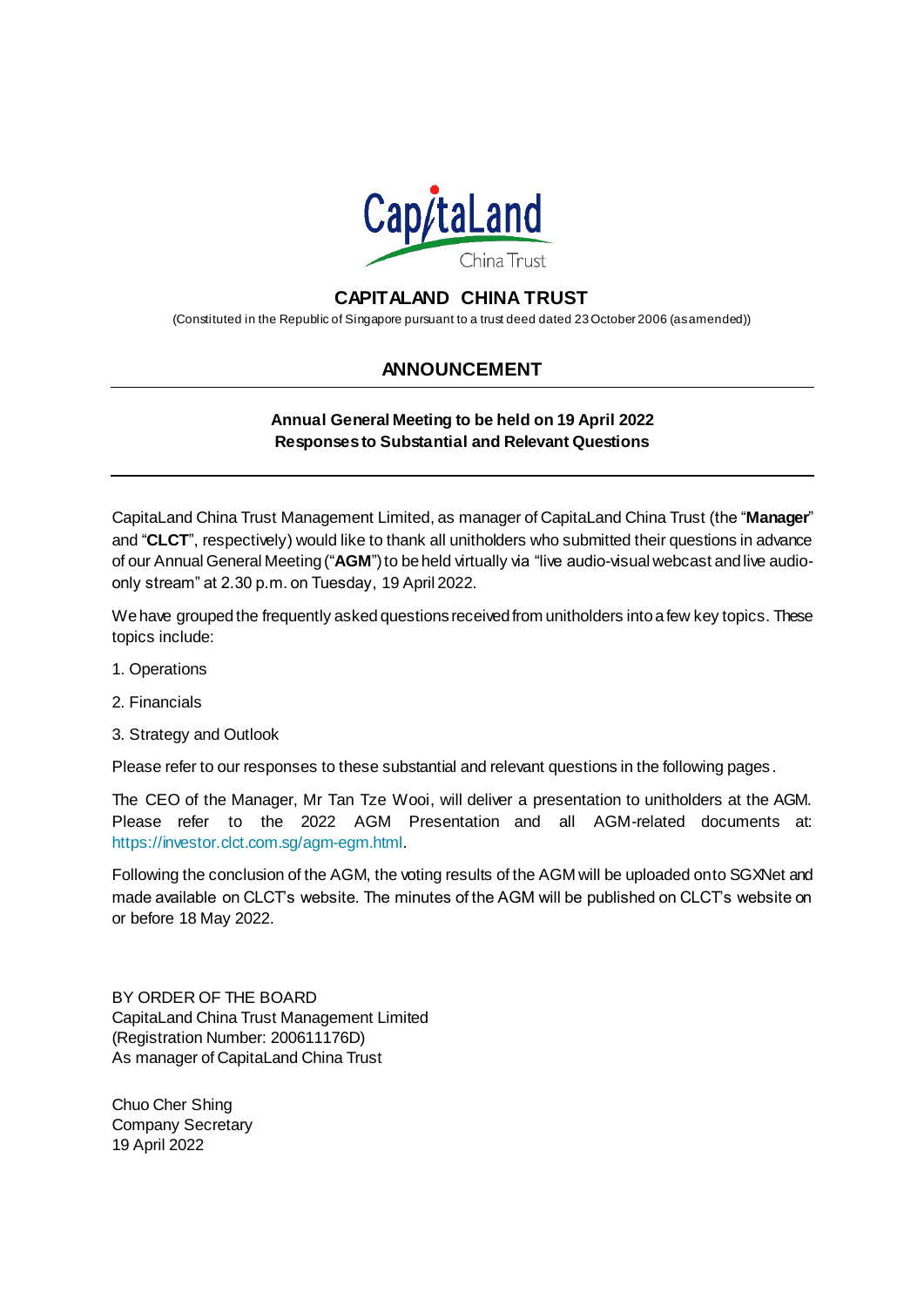# CAPITALAND CHINA TRUST

(Constituted in the Republic of Singapore pursuant to a trust deed dated 23 October 2006 (as amended))

## ANNOUNCEMENT

---

**Annual General Meeting to be held on 19 April 2022**
**Responses to Substantial and Relevant Questions**

---

CapitaLand China Trust Management Limited, as manager of CapitaLand China Trust (the "**Manager**" and "**CLCT**", respectively) would like to thank all unitholders who submitted their questions in advance of our Annual General Meeting ("**AGM**") to be held virtually via "live audio-visual webcast and live audio-only stream" at 2.30 p.m. on Tuesday, 19 April 2022.

We have grouped the frequently asked questions received from unitholders into a few key topics. These topics include:

1. Operations
2. Financials
3. Strategy and Outlook

Please refer to our responses to these substantial and relevant questions in the following pages.

The CEO of the Manager, Mr Tan Tze Wooi, will deliver a presentation to unitholders at the AGM. Please refer to the 2022 AGM Presentation and all AGM-related documents at: https://investor.clct.com.sg/agm-egm.html.

Following the conclusion of the AGM, the voting results of the AGM will be uploaded onto SGXNet and made available on CLCT's website. The minutes of the AGM will be published on CLCT's website on or before 18 May 2022.

BY ORDER OF THE BOARD
CapitaLand China Trust Management Limited
(Registration Number: 200611176D)
As manager of CapitaLand China Trust

Chuo Cher Shing
Company Secretary
19 April 2022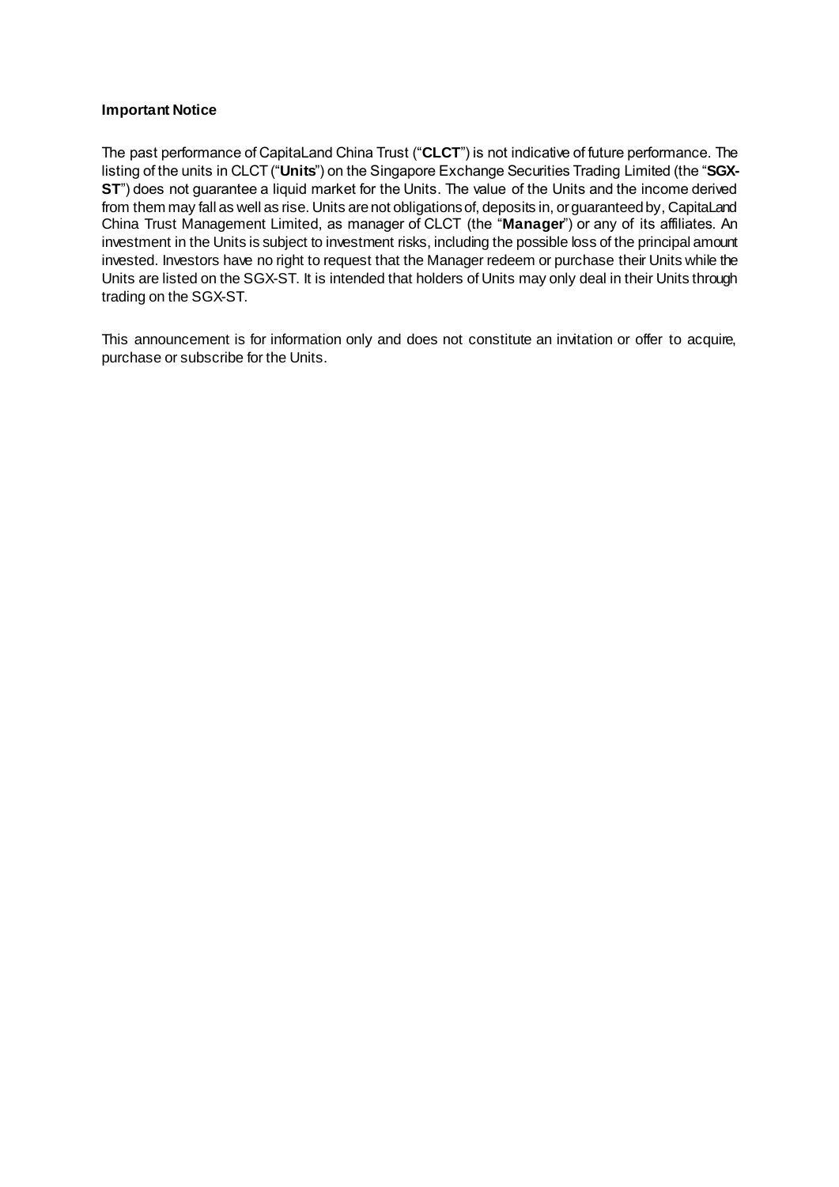**Important Notice**

The past performance of CapitaLand China Trust ("**CLCT**") is not indicative of future performance. The listing of the units in CLCT ("**Units**") on the Singapore Exchange Securities Trading Limited (the "**SGX-ST**") does not guarantee a liquid market for the Units. The value of the Units and the income derived from them may fall as well as rise. Units are not obligations of, deposits in, or guaranteed by, CapitaLand China Trust Management Limited, as manager of CLCT (the "**Manager**") or any of its affiliates. An investment in the Units is subject to investment risks, including the possible loss of the principal amount invested. Investors have no right to request that the Manager redeem or purchase their Units while the Units are listed on the SGX-ST. It is intended that holders of Units may only deal in their Units through trading on the SGX-ST.

This announcement is for information only and does not constitute an invitation or offer to acquire, purchase or subscribe for the Units.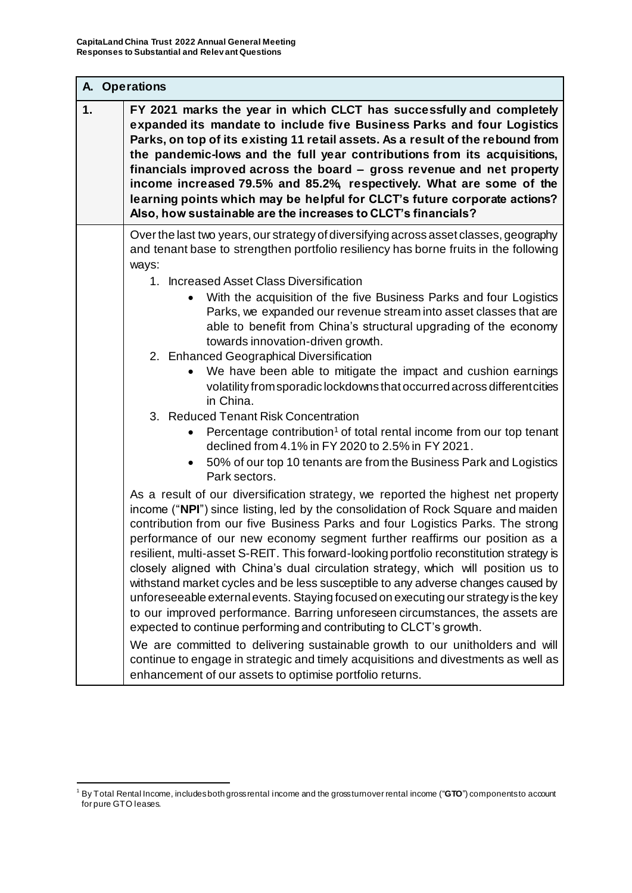## A. Operations

**1. FY 2021 marks the year in which CLCT has successfully and completely expanded its mandate to include five Business Parks and four Logistics Parks, on top of its existing 11 retail assets. As a result of the rebound from the pandemic-lows and the full year contributions from its acquisitions, financials improved across the board – gross revenue and net property income increased 79.5% and 85.2%, respectively. What are some of the learning points which may be helpful for CLCT's future corporate actions? Also, how sustainable are the increases to CLCT's financials?**

Over the last two years, our strategy of diversifying across asset classes, geography and tenant base to strengthen portfolio resiliency has borne fruits in the following ways:

1. Increased Asset Class Diversification
   - With the acquisition of the five Business Parks and four Logistics Parks, we expanded our revenue stream into asset classes that are able to benefit from China's structural upgrading of the economy towards innovation-driven growth.
2. Enhanced Geographical Diversification
   - We have been able to mitigate the impact and cushion earnings volatility from sporadic lockdowns that occurred across different cities in China.
3. Reduced Tenant Risk Concentration
   - Percentage contribution[1] of total rental income from our top tenant declined from 4.1% in FY 2020 to 2.5% in FY 2021.
   - 50% of our top 10 tenants are from the Business Park and Logistics Park sectors.

As a result of our diversification strategy, we reported the highest net property income ("**NPI**") since listing, led by the consolidation of Rock Square and maiden contribution from our five Business Parks and four Logistics Parks. The strong performance of our new economy segment further reaffirms our position as a resilient, multi-asset S-REIT. This forward-looking portfolio reconstitution strategy is closely aligned with China's dual circulation strategy, which will position us to withstand market cycles and be less susceptible to any adverse changes caused by unforeseeable external events. Staying focused on executing our strategy is the key to our improved performance. Barring unforeseen circumstances, the assets are expected to continue performing and contributing to CLCT's growth.

We are committed to delivering sustainable growth to our unitholders and will continue to engage in strategic and timely acquisitions and divestments as well as enhancement of our assets to optimise portfolio returns.

---

[1] By Total Rental Income, includes both gross rental income and the gross turnover rental income ("**GTO**") components to account for pure GTO leases.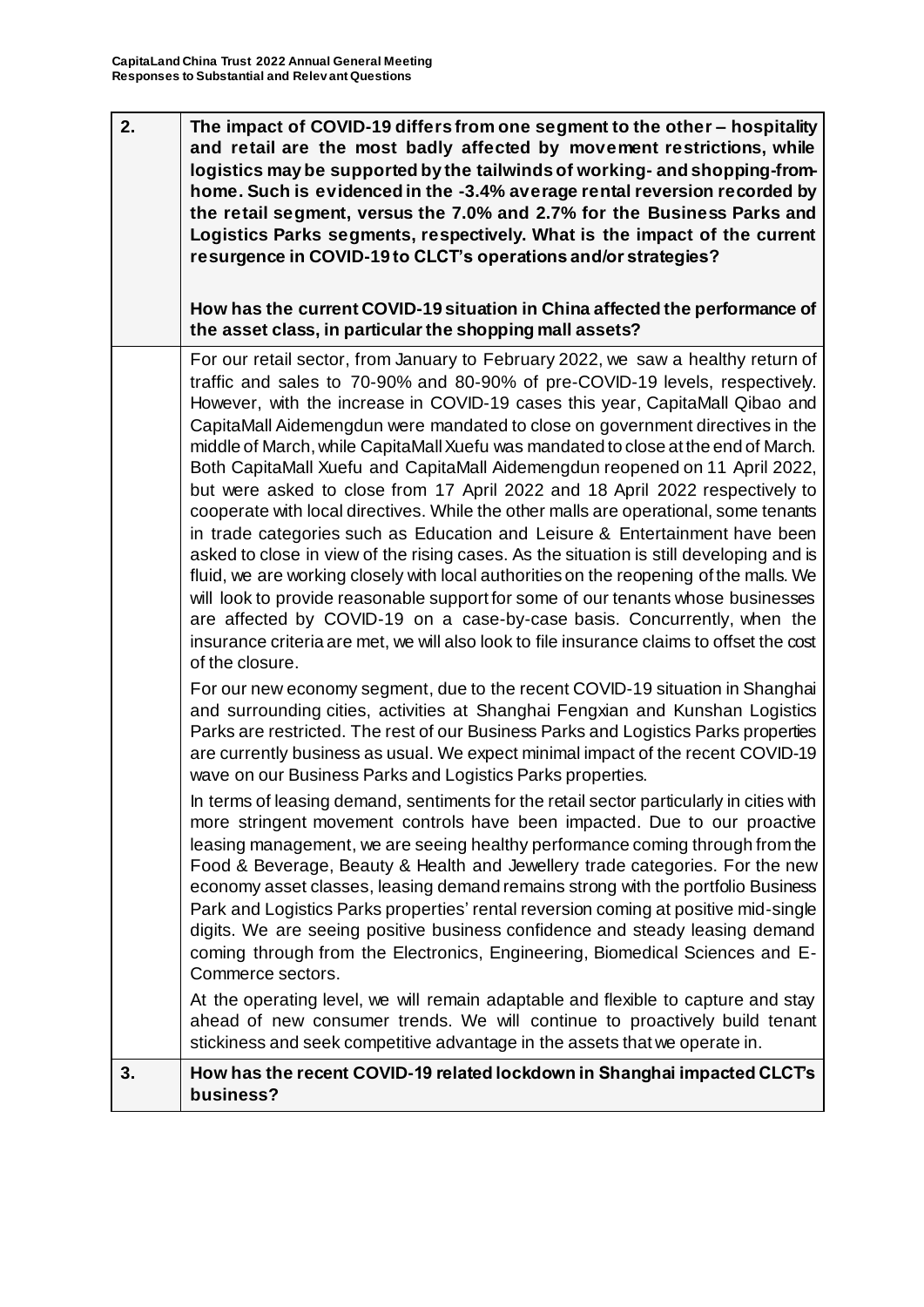| | |
|---|---|
| 2. | **The impact of COVID-19 differs from one segment to the other – hospitality and retail are the most badly affected by movement restrictions, while logistics may be supported by the tailwinds of working- and shopping-from-home. Such is evidenced in the -3.4% average rental reversion recorded by the retail segment, versus the 7.0% and 2.7% for the Business Parks and Logistics Parks segments, respectively. What is the impact of the current resurgence in COVID-19 to CLCT's operations and/or strategies?**<br><br>**How has the current COVID-19 situation in China affected the performance of the asset class, in particular the shopping mall assets?** |
| | For our retail sector, from January to February 2022, we saw a healthy return of traffic and sales to 70-90% and 80-90% of pre-COVID-19 levels, respectively. However, with the increase in COVID-19 cases this year, CapitaMall Qibao and CapitaMall Aidemengdun were mandated to close on government directives in the middle of March, while CapitaMall Xuefu was mandated to close at the end of March. Both CapitaMall Xuefu and CapitaMall Aidemengdun reopened on 11 April 2022, but were asked to close from 17 April 2022 and 18 April 2022 respectively to cooperate with local directives. While the other malls are operational, some tenants in trade categories such as Education and Leisure & Entertainment have been asked to close in view of the rising cases. As the situation is still developing and is fluid, we are working closely with local authorities on the reopening of the malls. We will look to provide reasonable support for some of our tenants whose businesses are affected by COVID-19 on a case-by-case basis. Concurrently, when the insurance criteria are met, we will also look to file insurance claims to offset the cost of the closure.<br><br>For our new economy segment, due to the recent COVID-19 situation in Shanghai and surrounding cities, activities at Shanghai Fengxian and Kunshan Logistics Parks are restricted. The rest of our Business Parks and Logistics Parks properties are currently business as usual. We expect minimal impact of the recent COVID-19 wave on our Business Parks and Logistics Parks properties.<br><br>In terms of leasing demand, sentiments for the retail sector particularly in cities with more stringent movement controls have been impacted. Due to our proactive leasing management, we are seeing healthy performance coming through from the Food & Beverage, Beauty & Health and Jewellery trade categories. For the new economy asset classes, leasing demand remains strong with the portfolio Business Park and Logistics Parks properties' rental reversion coming at positive mid-single digits. We are seeing positive business confidence and steady leasing demand coming through from the Electronics, Engineering, Biomedical Sciences and E-Commerce sectors.<br><br>At the operating level, we will remain adaptable and flexible to capture and stay ahead of new consumer trends. We will continue to proactively build tenant stickiness and seek competitive advantage in the assets that we operate in. |
| 3. | **How has the recent COVID-19 related lockdown in Shanghai impacted CLCT's business?** |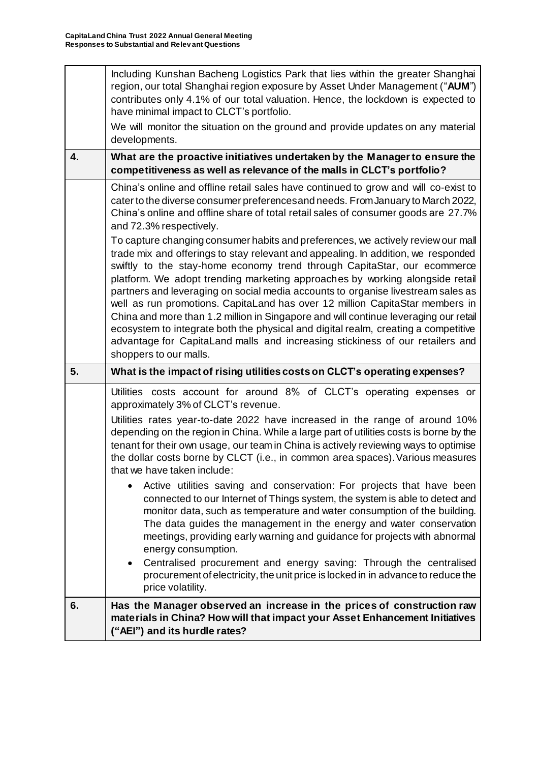| | |
|---|---|
| | Including Kunshan Bacheng Logistics Park that lies within the greater Shanghai region, our total Shanghai region exposure by Asset Under Management ("**AUM**") contributes only 4.1% of our total valuation. Hence, the lockdown is expected to have minimal impact to CLCT's portfolio.<br><br>We will monitor the situation on the ground and provide updates on any material developments. |
| **4.** | **What are the proactive initiatives undertaken by the Manager to ensure the competitiveness as well as relevance of the malls in CLCT's portfolio?** |
| | China's online and offline retail sales have continued to grow and will co-exist to cater to the diverse consumer preferences and needs. From January to March 2022, China's online and offline share of total retail sales of consumer goods are 27.7% and 72.3% respectively.<br><br>To capture changing consumer habits and preferences, we actively review our mall trade mix and offerings to stay relevant and appealing. In addition, we responded swiftly to the stay-home economy trend through CapitaStar, our ecommerce platform. We adopt trending marketing approaches by working alongside retail partners and leveraging on social media accounts to organise livestream sales as well as run promotions. CapitaLand has over 12 million CapitaStar members in China and more than 1.2 million in Singapore and will continue leveraging our retail ecosystem to integrate both the physical and digital realm, creating a competitive advantage for CapitaLand malls and increasing stickiness of our retailers and shoppers to our malls. |
| **5.** | **What is the impact of rising utilities costs on CLCT's operating expenses?** |
| | Utilities costs account for around 8% of CLCT's operating expenses or approximately 3% of CLCT's revenue.<br><br>Utilities rates year-to-date 2022 have increased in the range of around 10% depending on the region in China. While a large part of utilities costs is borne by the tenant for their own usage, our team in China is actively reviewing ways to optimise the dollar costs borne by CLCT (i.e., in common area spaces). Various measures that we have taken include:<br><br>• Active utilities saving and conservation: For projects that have been connected to our Internet of Things system, the system is able to detect and monitor data, such as temperature and water consumption of the building. The data guides the management in the energy and water conservation meetings, providing early warning and guidance for projects with abnormal energy consumption.<br>• Centralised procurement and energy saving: Through the centralised procurement of electricity, the unit price is locked in in advance to reduce the price volatility. |
| **6.** | **Has the Manager observed an increase in the prices of construction raw materials in China? How will that impact your Asset Enhancement Initiatives ("AEI") and its hurdle rates?** |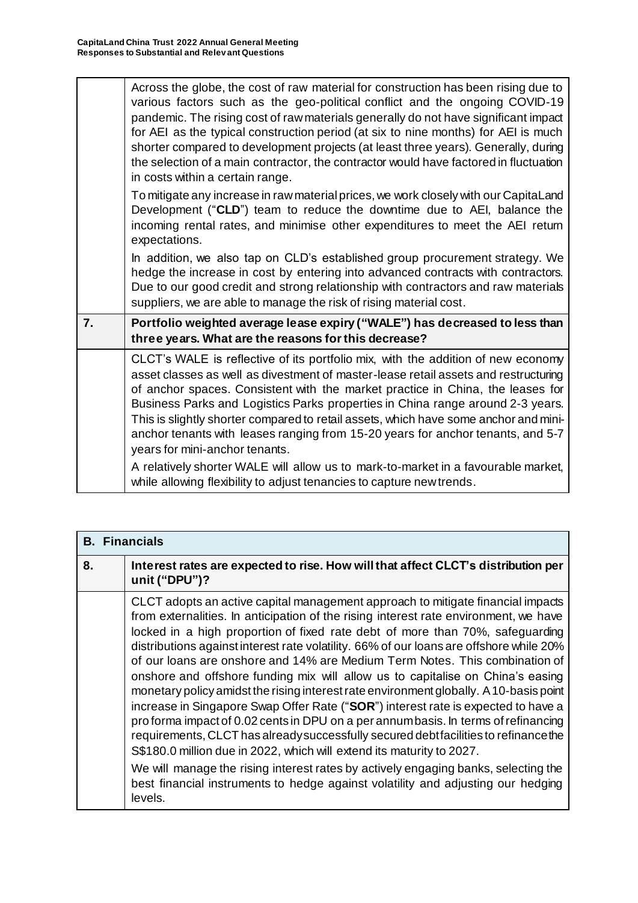| | |
|---|---|
| | Across the globe, the cost of raw material for construction has been rising due to various factors such as the geo-political conflict and the ongoing COVID-19 pandemic. The rising cost of raw materials generally do not have significant impact for AEI as the typical construction period (at six to nine months) for AEI is much shorter compared to development projects (at least three years). Generally, during the selection of a main contractor, the contractor would have factored in fluctuation in costs within a certain range.<br><br>To mitigate any increase in raw material prices, we work closely with our CapitaLand Development ("**CLD**") team to reduce the downtime due to AEI, balance the incoming rental rates, and minimise other expenditures to meet the AEI return expectations.<br><br>In addition, we also tap on CLD's established group procurement strategy. We hedge the increase in cost by entering into advanced contracts with contractors. Due to our good credit and strong relationship with contractors and raw materials suppliers, we are able to manage the risk of rising material cost. |
| **7.** | **Portfolio weighted average lease expiry ("WALE") has decreased to less than three years. What are the reasons for this decrease?** |
| | CLCT's WALE is reflective of its portfolio mix, with the addition of new economy asset classes as well as divestment of master-lease retail assets and restructuring of anchor spaces. Consistent with the market practice in China, the leases for Business Parks and Logistics Parks properties in China range around 2-3 years. This is slightly shorter compared to retail assets, which have some anchor and mini-anchor tenants with leases ranging from 15-20 years for anchor tenants, and 5-7 years for mini-anchor tenants.<br><br>A relatively shorter WALE will allow us to mark-to-market in a favourable market, while allowing flexibility to adjust tenancies to capture new trends. |

| **B. Financials** | |
|---|---|
| **8.** | **Interest rates are expected to rise. How will that affect CLCT's distribution per unit ("DPU")?** |
| | CLCT adopts an active capital management approach to mitigate financial impacts from externalities. In anticipation of the rising interest rate environment, we have locked in a high proportion of fixed rate debt of more than 70%, safeguarding distributions against interest rate volatility. 66% of our loans are offshore while 20% of our loans are onshore and 14% are Medium Term Notes. This combination of onshore and offshore funding mix will allow us to capitalise on China's easing monetary policy amidst the rising interest rate environment globally. A 10-basis point increase in Singapore Swap Offer Rate ("**SOR**") interest rate is expected to have a pro forma impact of 0.02 cents in DPU on a per annum basis. In terms of refinancing requirements, CLCT has already successfully secured debt facilities to refinance the S$180.0 million due in 2022, which will extend its maturity to 2027.<br><br>We will manage the rising interest rates by actively engaging banks, selecting the best financial instruments to hedge against volatility and adjusting our hedging levels. |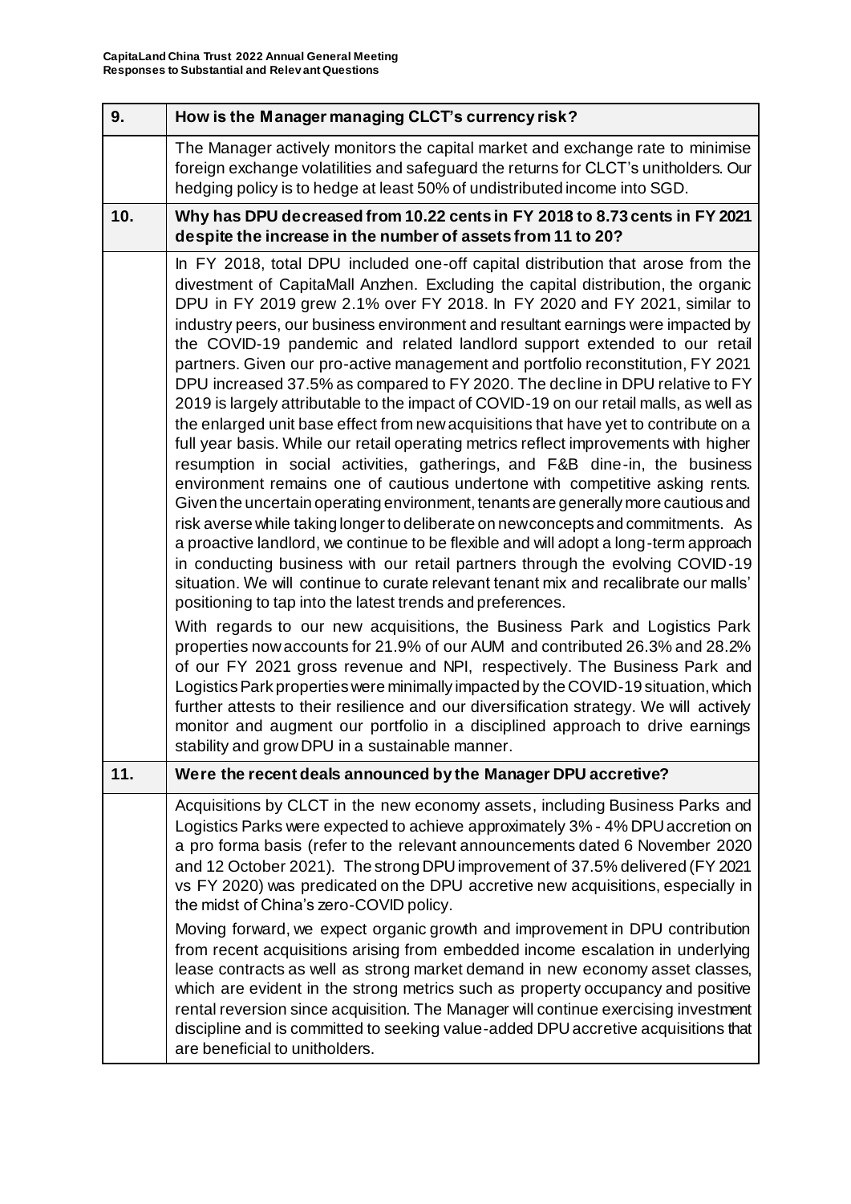| 9. | How is the Manager managing CLCT's currency risk? |
| --- | --- |
| | The Manager actively monitors the capital market and exchange rate to minimise foreign exchange volatilities and safeguard the returns for CLCT's unitholders. Our hedging policy is to hedge at least 50% of undistributed income into SGD. |
| **10.** | **Why has DPU decreased from 10.22 cents in FY 2018 to 8.73 cents in FY 2021 despite the increase in the number of assets from 11 to 20?** |
| | In FY 2018, total DPU included one-off capital distribution that arose from the divestment of CapitaMall Anzhen. Excluding the capital distribution, the organic DPU in FY 2019 grew 2.1% over FY 2018. In FY 2020 and FY 2021, similar to industry peers, our business environment and resultant earnings were impacted by the COVID-19 pandemic and related landlord support extended to our retail partners. Given our pro-active management and portfolio reconstitution, FY 2021 DPU increased 37.5% as compared to FY 2020. The decline in DPU relative to FY 2019 is largely attributable to the impact of COVID-19 on our retail malls, as well as the enlarged unit base effect from new acquisitions that have yet to contribute on a full year basis. While our retail operating metrics reflect improvements with higher resumption in social activities, gatherings, and F&B dine-in, the business environment remains one of cautious undertone with competitive asking rents. Given the uncertain operating environment, tenants are generally more cautious and risk averse while taking longer to deliberate on new concepts and commitments. As a proactive landlord, we continue to be flexible and will adopt a long-term approach in conducting business with our retail partners through the evolving COVID-19 situation. We will continue to curate relevant tenant mix and recalibrate our malls' positioning to tap into the latest trends and preferences.<br><br>With regards to our new acquisitions, the Business Park and Logistics Park properties now accounts for 21.9% of our AUM and contributed 26.3% and 28.2% of our FY 2021 gross revenue and NPI, respectively. The Business Park and Logistics Park properties were minimally impacted by the COVID-19 situation, which further attests to their resilience and our diversification strategy. We will actively monitor and augment our portfolio in a disciplined approach to drive earnings stability and grow DPU in a sustainable manner. |
| **11.** | **Were the recent deals announced by the Manager DPU accretive?** |
| | Acquisitions by CLCT in the new economy assets, including Business Parks and Logistics Parks were expected to achieve approximately 3% - 4% DPU accretion on a pro forma basis (refer to the relevant announcements dated 6 November 2020 and 12 October 2021). The strong DPU improvement of 37.5% delivered (FY 2021 vs FY 2020) was predicated on the DPU accretive new acquisitions, especially in the midst of China's zero-COVID policy.<br><br>Moving forward, we expect organic growth and improvement in DPU contribution from recent acquisitions arising from embedded income escalation in underlying lease contracts as well as strong market demand in new economy asset classes, which are evident in the strong metrics such as property occupancy and positive rental reversion since acquisition. The Manager will continue exercising investment discipline and is committed to seeking value-added DPU accretive acquisitions that are beneficial to unitholders. |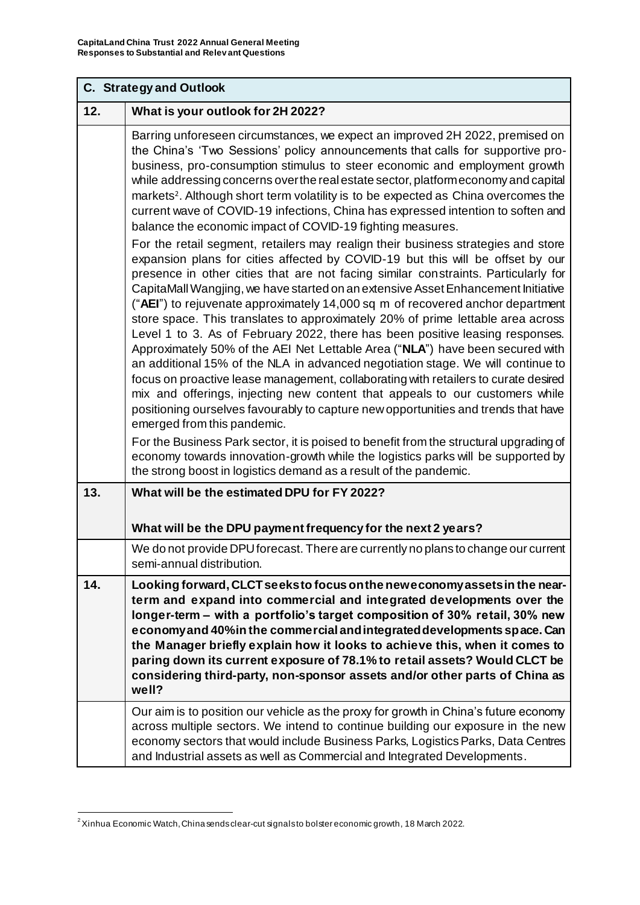| C. Strategy and Outlook | |
|---|---|
| **12.** | **What is your outlook for 2H 2022?** |
| | Barring unforeseen circumstances, we expect an improved 2H 2022, premised on the China's 'Two Sessions' policy announcements that calls for supportive pro-business, pro-consumption stimulus to steer economic and employment growth while addressing concerns over the real estate sector, platform economy and capital markets[2]. Although short term volatility is to be expected as China overcomes the current wave of COVID-19 infections, China has expressed intention to soften and balance the economic impact of COVID-19 fighting measures.<br><br>For the retail segment, retailers may realign their business strategies and store expansion plans for cities affected by COVID-19 but this will be offset by our presence in other cities that are not facing similar constraints. Particularly for CapitaMall Wangjing, we have started on an extensive Asset Enhancement Initiative ("**AEI**") to rejuvenate approximately 14,000 sq m of recovered anchor department store space. This translates to approximately 20% of prime lettable area across Level 1 to 3. As of February 2022, there has been positive leasing responses. Approximately 50% of the AEI Net Lettable Area ("**NLA**") have been secured with an additional 15% of the NLA in advanced negotiation stage. We will continue to focus on proactive lease management, collaborating with retailers to curate desired mix and offerings, injecting new content that appeals to our customers while positioning ourselves favourably to capture new opportunities and trends that have emerged from this pandemic.<br><br>For the Business Park sector, it is poised to benefit from the structural upgrading of economy towards innovation-growth while the logistics parks will be supported by the strong boost in logistics demand as a result of the pandemic. |
| **13.** | **What will be the estimated DPU for FY 2022?**<br><br>**What will be the DPU payment frequency for the next 2 years?** |
| | We do not provide DPU forecast. There are currently no plans to change our current semi-annual distribution. |
| **14.** | **Looking forward, CLCT seeks to focus on the new economy assets in the near-term and expand into commercial and integrated developments over the longer-term – with a portfolio's target composition of 30% retail, 30% new economy and 40% in the commercial and integrated developments space. Can the Manager briefly explain how it looks to achieve this, when it comes to paring down its current exposure of 78.1% to retail assets? Would CLCT be considering third-party, non-sponsor assets and/or other parts of China as well?** |
| | Our aim is to position our vehicle as the proxy for growth in China's future economy across multiple sectors. We intend to continue building our exposure in the new economy sectors that would include Business Parks, Logistics Parks, Data Centres and Industrial assets as well as Commercial and Integrated Developments. |

[2] Xinhua Economic Watch, China sends clear-cut signals to bolster economic growth, 18 March 2022.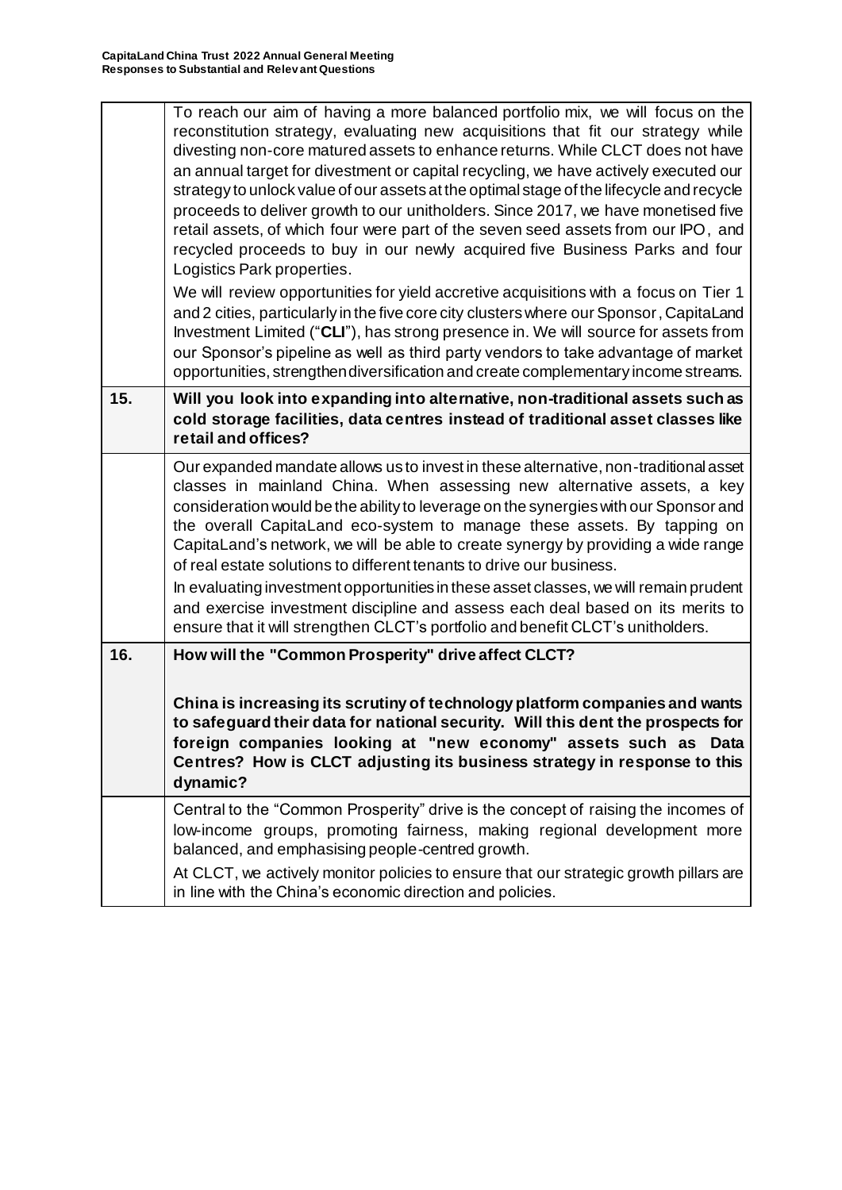| | |
|---|---|
| | To reach our aim of having a more balanced portfolio mix, we will focus on the reconstitution strategy, evaluating new acquisitions that fit our strategy while divesting non-core matured assets to enhance returns. While CLCT does not have an annual target for divestment or capital recycling, we have actively executed our strategy to unlock value of our assets at the optimal stage of the lifecycle and recycle proceeds to deliver growth to our unitholders. Since 2017, we have monetised five retail assets, of which four were part of the seven seed assets from our IPO, and recycled proceeds to buy in our newly acquired five Business Parks and four Logistics Park properties.<br><br>We will review opportunities for yield accretive acquisitions with a focus on Tier 1 and 2 cities, particularly in the five core city clusters where our Sponsor, CapitaLand Investment Limited ("**CLI**"), has strong presence in. We will source for assets from our Sponsor's pipeline as well as third party vendors to take advantage of market opportunities, strengthen diversification and create complementary income streams. |
| **15.** | **Will you look into expanding into alternative, non-traditional assets such as cold storage facilities, data centres instead of traditional asset classes like retail and offices?** |
| | Our expanded mandate allows us to invest in these alternative, non-traditional asset classes in mainland China. When assessing new alternative assets, a key consideration would be the ability to leverage on the synergies with our Sponsor and the overall CapitaLand eco-system to manage these assets. By tapping on CapitaLand's network, we will be able to create synergy by providing a wide range of real estate solutions to different tenants to drive our business.<br><br>In evaluating investment opportunities in these asset classes, we will remain prudent and exercise investment discipline and assess each deal based on its merits to ensure that it will strengthen CLCT's portfolio and benefit CLCT's unitholders. |
| **16.** | **How will the "Common Prosperity" drive affect CLCT?**<br><br>**China is increasing its scrutiny of technology platform companies and wants to safeguard their data for national security. Will this dent the prospects for foreign companies looking at "new economy" assets such as Data Centres? How is CLCT adjusting its business strategy in response to this dynamic?** |
| | Central to the "Common Prosperity" drive is the concept of raising the incomes of low-income groups, promoting fairness, making regional development more balanced, and emphasising people-centred growth.<br><br>At CLCT, we actively monitor policies to ensure that our strategic growth pillars are in line with the China's economic direction and policies. |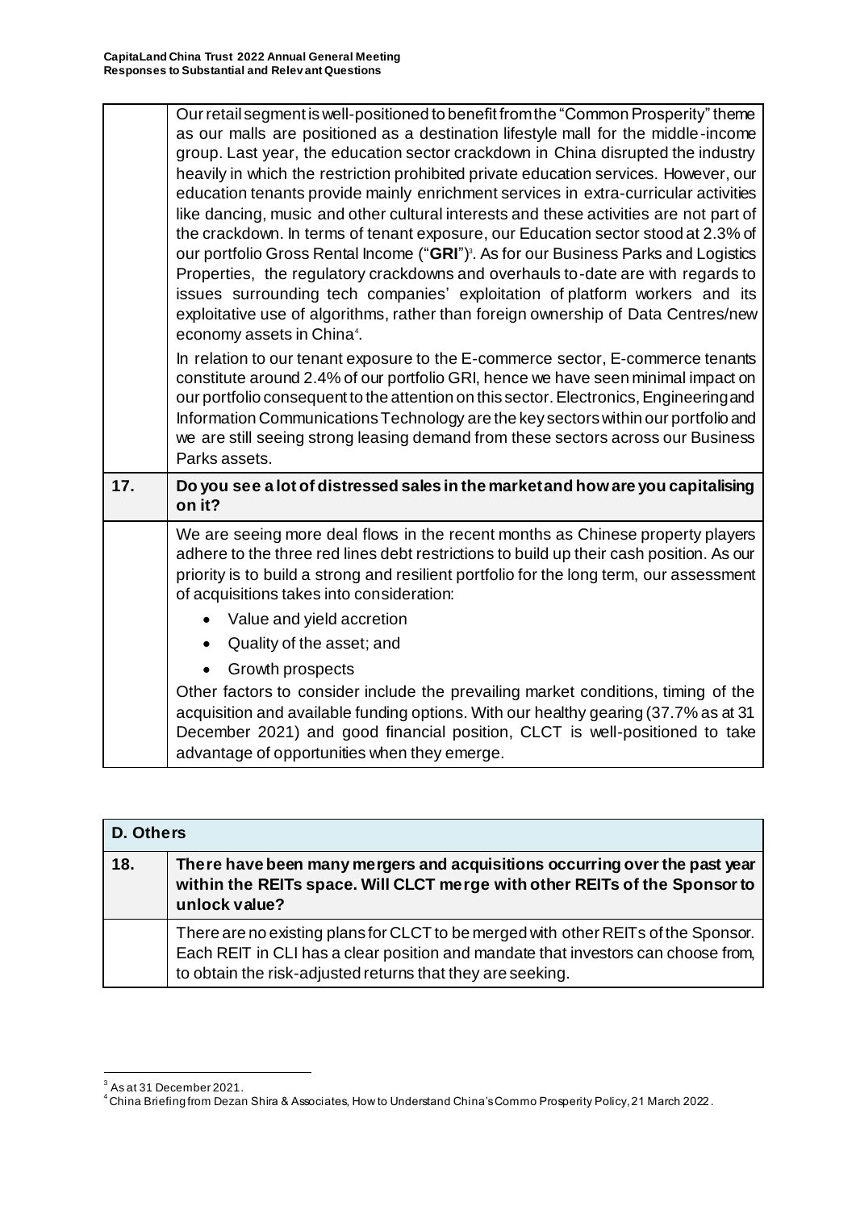| | |
|---|---|
| | Our retail segment is well-positioned to benefit from the "Common Prosperity" theme as our malls are positioned as a destination lifestyle mall for the middle-income group. Last year, the education sector crackdown in China disrupted the industry heavily in which the restriction prohibited private education services. However, our education tenants provide mainly enrichment services in extra-curricular activities like dancing, music and other cultural interests and these activities are not part of the crackdown. In terms of tenant exposure, our Education sector stood at 2.3% of our portfolio Gross Rental Income ("**GRI**")[3]. As for our Business Parks and Logistics Properties, the regulatory crackdowns and overhauls to-date are with regards to issues surrounding tech companies' exploitation of platform workers and its exploitative use of algorithms, rather than foreign ownership of Data Centres/new economy assets in China[4].<br><br>In relation to our tenant exposure to the E-commerce sector, E-commerce tenants constitute around 2.4% of our portfolio GRI, hence we have seen minimal impact on our portfolio consequent to the attention on this sector. Electronics, Engineering and Information Communications Technology are the key sectors within our portfolio and we are still seeing strong leasing demand from these sectors across our Business Parks assets. |
| **17.** | **Do you see a lot of distressed sales in the market and how are you capitalising on it?** |
| | We are seeing more deal flows in the recent months as Chinese property players adhere to the three red lines debt restrictions to build up their cash position. As our priority is to build a strong and resilient portfolio for the long term, our assessment of acquisitions takes into consideration:<br>• Value and yield accretion<br>• Quality of the asset; and<br>• Growth prospects<br>Other factors to consider include the prevailing market conditions, timing of the acquisition and available funding options. With our healthy gearing (37.7% as at 31 December 2021) and good financial position, CLCT is well-positioned to take advantage of opportunities when they emerge. |

| **D. Others** | |
|---|---|
| **18.** | **There have been many mergers and acquisitions occurring over the past year within the REITs space. Will CLCT merge with other REITs of the Sponsor to unlock value?** |
| | There are no existing plans for CLCT to be merged with other REITs of the Sponsor. Each REIT in CLI has a clear position and mandate that investors can choose from, to obtain the risk-adjusted returns that they are seeking. |

[3] As at 31 December 2021.

[4] China Briefing from Dezan Shira & Associates, How to Understand China's Commo Prosperity Policy, 21 March 2022.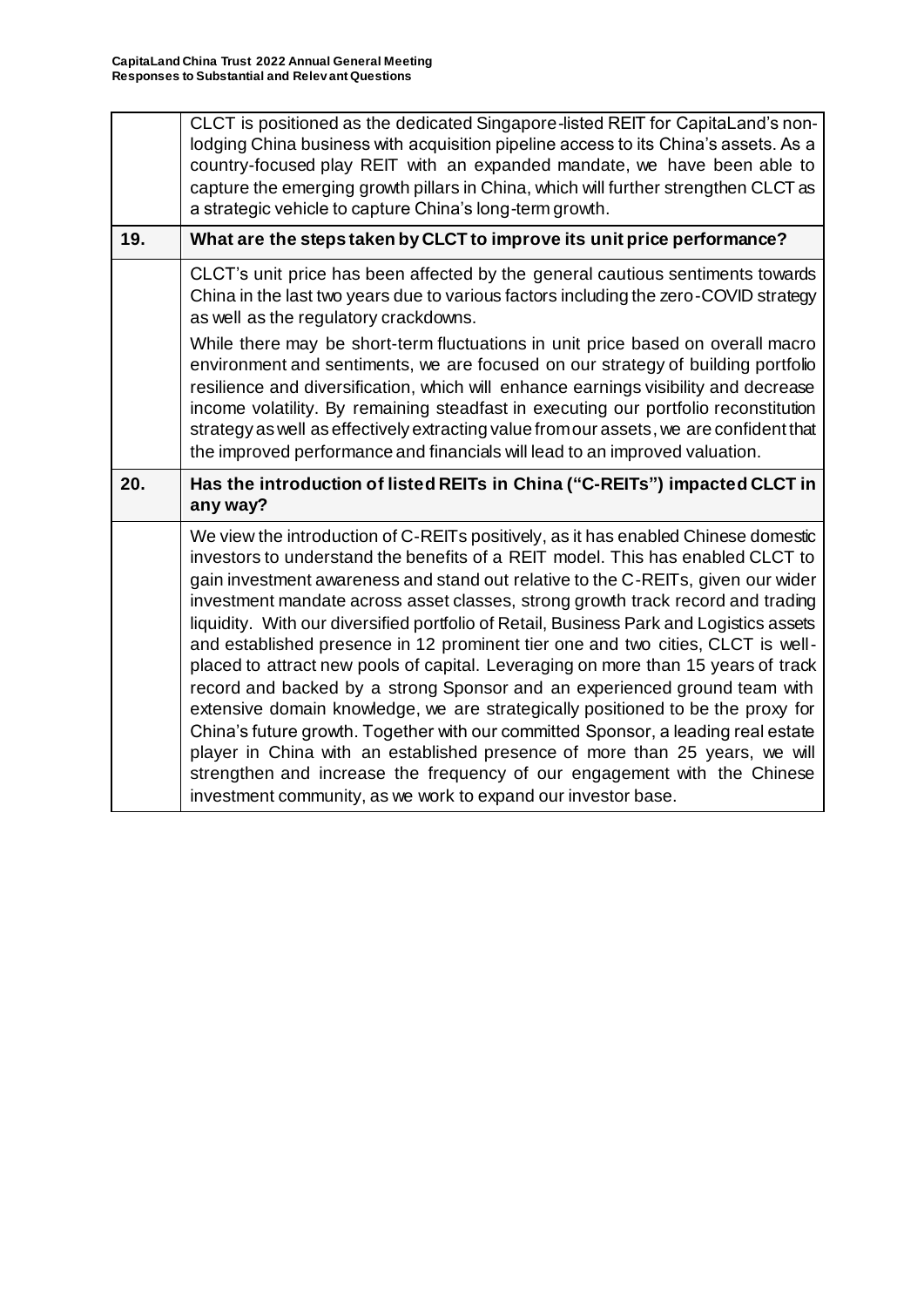| | |
|---|---|
| | CLCT is positioned as the dedicated Singapore-listed REIT for CapitaLand's non-lodging China business with acquisition pipeline access to its China's assets. As a country-focused play REIT with an expanded mandate, we have been able to capture the emerging growth pillars in China, which will further strengthen CLCT as a strategic vehicle to capture China's long-term growth. |
| **19.** | **What are the steps taken by CLCT to improve its unit price performance?** |
| | CLCT's unit price has been affected by the general cautious sentiments towards China in the last two years due to various factors including the zero-COVID strategy as well as the regulatory crackdowns.<br><br>While there may be short-term fluctuations in unit price based on overall macro environment and sentiments, we are focused on our strategy of building portfolio resilience and diversification, which will enhance earnings visibility and decrease income volatility. By remaining steadfast in executing our portfolio reconstitution strategy as well as effectively extracting value from our assets, we are confident that the improved performance and financials will lead to an improved valuation. |
| **20.** | **Has the introduction of listed REITs in China ("C-REITs") impacted CLCT in any way?** |
| | We view the introduction of C-REITs positively, as it has enabled Chinese domestic investors to understand the benefits of a REIT model. This has enabled CLCT to gain investment awareness and stand out relative to the C-REITs, given our wider investment mandate across asset classes, strong growth track record and trading liquidity. With our diversified portfolio of Retail, Business Park and Logistics assets and established presence in 12 prominent tier one and two cities, CLCT is well-placed to attract new pools of capital. Leveraging on more than 15 years of track record and backed by a strong Sponsor and an experienced ground team with extensive domain knowledge, we are strategically positioned to be the proxy for China's future growth. Together with our committed Sponsor, a leading real estate player in China with an established presence of more than 25 years, we will strengthen and increase the frequency of our engagement with the Chinese investment community, as we work to expand our investor base. |